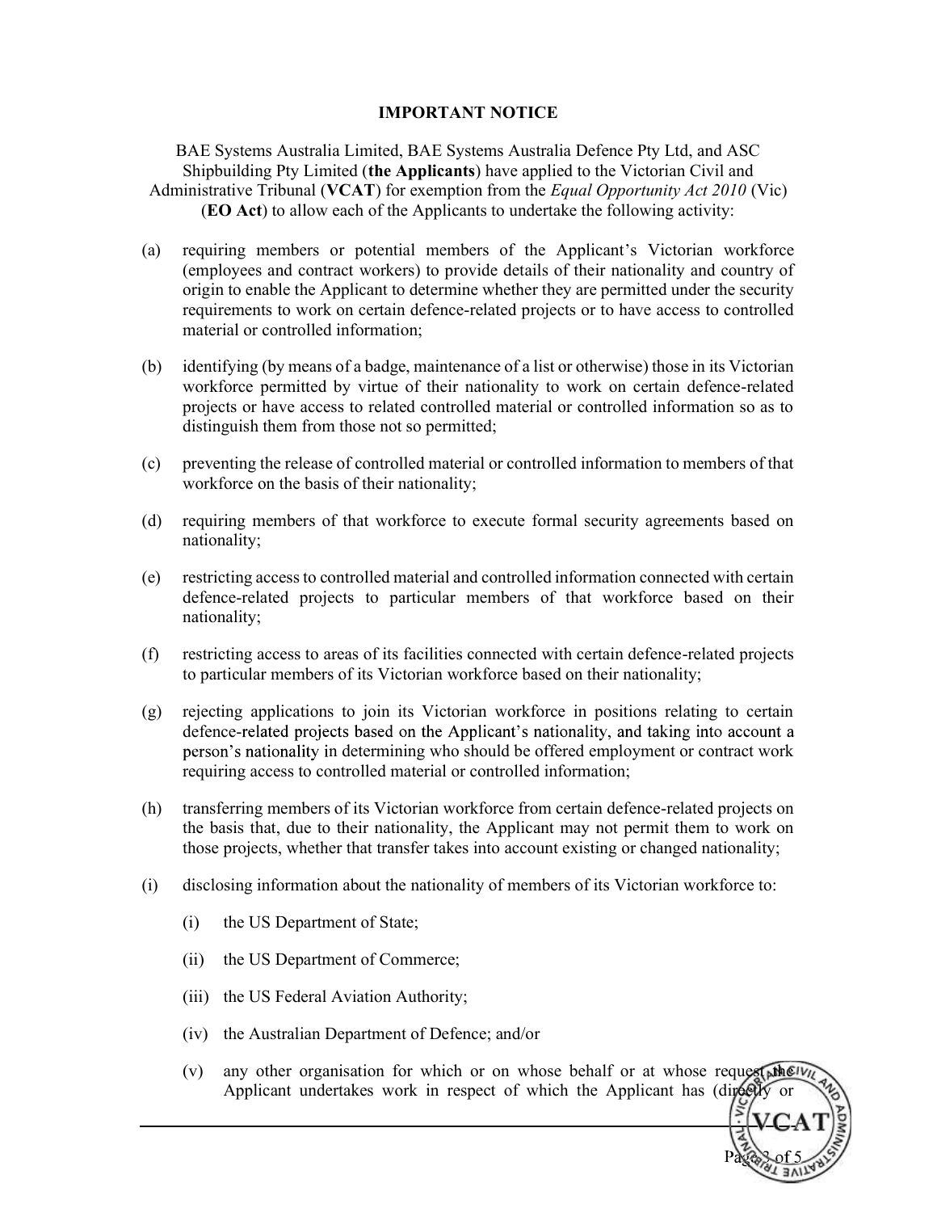**IMPORTANT NOTICE**

BAE Systems Australia Limited, BAE Systems Australia Defence Pty Ltd, and ASC Shipbuilding Pty Limited (**the Applicants**) have applied to the Victorian Civil and Administrative Tribunal (**VCAT**) for exemption from the *Equal Opportunity Act 2010* (Vic) (**EO Act**) to allow each of the Applicants to undertake the following activity:

(a) requiring members or potential members of the Applicant's Victorian workforce (employees and contract workers) to provide details of their nationality and country of origin to enable the Applicant to determine whether they are permitted under the security requirements to work on certain defence-related projects or to have access to controlled material or controlled information;

(b) identifying (by means of a badge, maintenance of a list or otherwise) those in its Victorian workforce permitted by virtue of their nationality to work on certain defence-related projects or have access to related controlled material or controlled information so as to distinguish them from those not so permitted;

(c) preventing the release of controlled material or controlled information to members of that workforce on the basis of their nationality;

(d) requiring members of that workforce to execute formal security agreements based on nationality;

(e) restricting access to controlled material and controlled information connected with certain defence-related projects to particular members of that workforce based on their nationality;

(f) restricting access to areas of its facilities connected with certain defence-related projects to particular members of its Victorian workforce based on their nationality;

(g) rejecting applications to join its Victorian workforce in positions relating to certain defence-related projects based on the Applicant's nationality, and taking into account a person's nationality in determining who should be offered employment or contract work requiring access to controlled material or controlled information;

(h) transferring members of its Victorian workforce from certain defence-related projects on the basis that, due to their nationality, the Applicant may not permit them to work on those projects, whether that transfer takes into account existing or changed nationality;

(i) disclosing information about the nationality of members of its Victorian workforce to:

   (i) the US Department of State;

   (ii) the US Department of Commerce;

   (iii) the US Federal Aviation Authority;

   (iv) the Australian Department of Defence; and/or

   (v) any other organisation for which or on whose behalf or at whose request the Applicant undertakes work in respect of which the Applicant has (directly or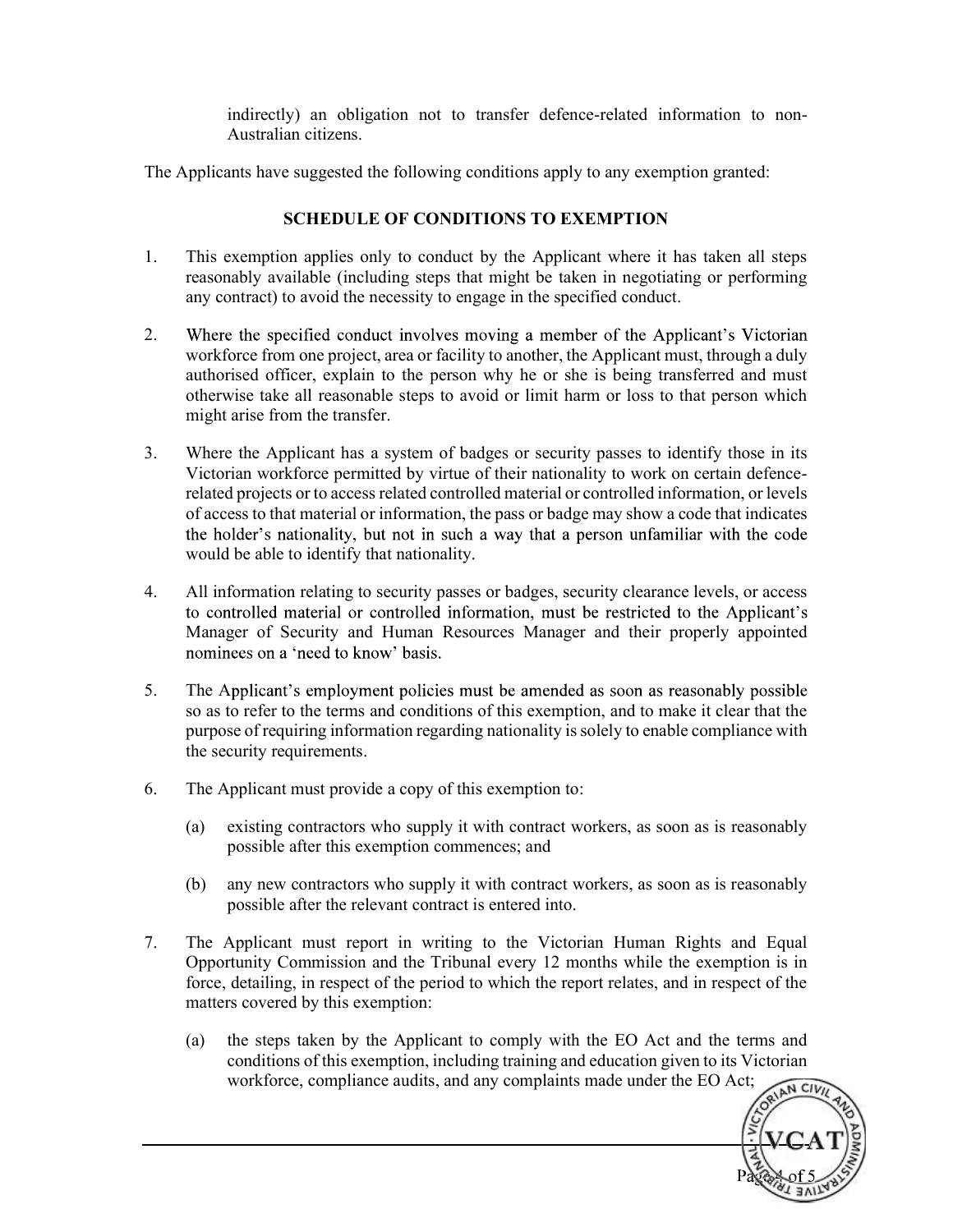indirectly) an obligation not to transfer defence-related information to non-Australian citizens.

The Applicants have suggested the following conditions apply to any exemption granted:

**SCHEDULE OF CONDITIONS TO EXEMPTION**

1. This exemption applies only to conduct by the Applicant where it has taken all steps reasonably available (including steps that might be taken in negotiating or performing any contract) to avoid the necessity to engage in the specified conduct.

2. Where the specified conduct involves moving a member of the Applicant's Victorian workforce from one project, area or facility to another, the Applicant must, through a duly authorised officer, explain to the person why he or she is being transferred and must otherwise take all reasonable steps to avoid or limit harm or loss to that person which might arise from the transfer.

3. Where the Applicant has a system of badges or security passes to identify those in its Victorian workforce permitted by virtue of their nationality to work on certain defence-related projects or to access related controlled material or controlled information, or levels of access to that material or information, the pass or badge may show a code that indicates the holder's nationality, but not in such a way that a person unfamiliar with the code would be able to identify that nationality.

4. All information relating to security passes or badges, security clearance levels, or access to controlled material or controlled information, must be restricted to the Applicant's Manager of Security and Human Resources Manager and their properly appointed nominees on a 'need to know' basis.

5. The Applicant's employment policies must be amended as soon as reasonably possible so as to refer to the terms and conditions of this exemption, and to make it clear that the purpose of requiring information regarding nationality is solely to enable compliance with the security requirements.

6. The Applicant must provide a copy of this exemption to:

   (a) existing contractors who supply it with contract workers, as soon as is reasonably possible after this exemption commences; and

   (b) any new contractors who supply it with contract workers, as soon as is reasonably possible after the relevant contract is entered into.

7. The Applicant must report in writing to the Victorian Human Rights and Equal Opportunity Commission and the Tribunal every 12 months while the exemption is in force, detailing, in respect of the period to which the report relates, and in respect of the matters covered by this exemption:

   (a) the steps taken by the Applicant to comply with the EO Act and the terms and conditions of this exemption, including training and education given to its Victorian workforce, compliance audits, and any complaints made under the EO Act;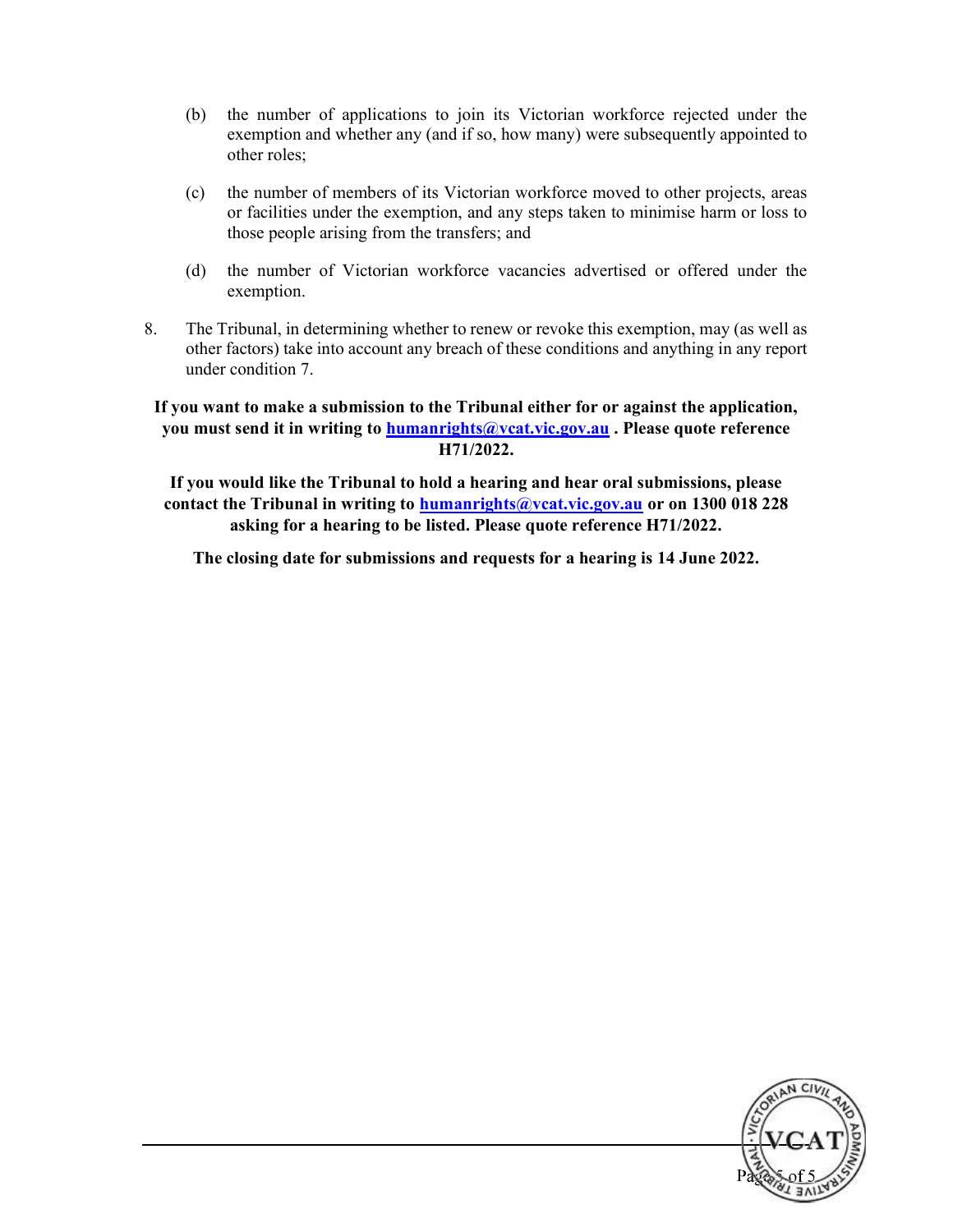(b) the number of applications to join its Victorian workforce rejected under the exemption and whether any (and if so, how many) were subsequently appointed to other roles;

(c) the number of members of its Victorian workforce moved to other projects, areas or facilities under the exemption, and any steps taken to minimise harm or loss to those people arising from the transfers; and

(d) the number of Victorian workforce vacancies advertised or offered under the exemption.

8. The Tribunal, in determining whether to renew or revoke this exemption, may (as well as other factors) take into account any breach of these conditions and anything in any report under condition 7.

**If you want to make a submission to the Tribunal either for or against the application, you must send it in writing to humanrights@vcat.vic.gov.au . Please quote reference H71/2022.**

**If you would like the Tribunal to hold a hearing and hear oral submissions, please contact the Tribunal in writing to humanrights@vcat.vic.gov.au or on 1300 018 228 asking for a hearing to be listed. Please quote reference H71/2022.**

**The closing date for submissions and requests for a hearing is 14 June 2022.**